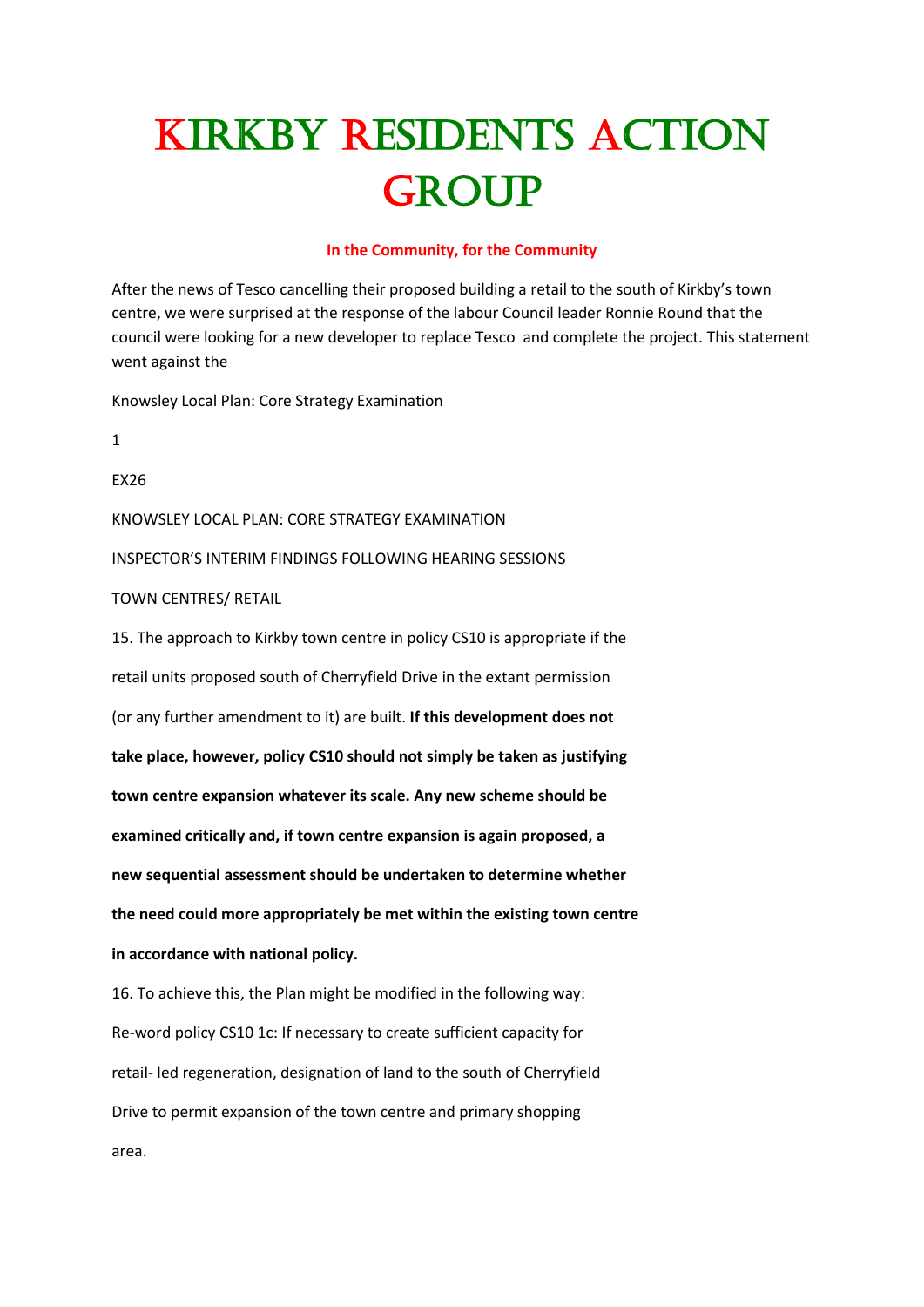# Kirkby Residents Action Group

**In the Community, for the Community**

After the news of Tesco cancelling their proposed building a retail to the south of Kirkby's town centre, we were surprised at the response of the labour Council leader Ronnie Round that the council were looking for a new developer to replace Tesco and complete the project. This statement went against the

Knowsley Local Plan: Core Strategy Examination

1

EX26

KNOWSLEY LOCAL PLAN: CORE STRATEGY EXAMINATION

INSPECTOR'S INTERIM FINDINGS FOLLOWING HEARING SESSIONS

TOWN CENTRES/ RETAIL

15. The approach to Kirkby town centre in policy CS10 is appropriate if the retail units proposed south of Cherryfield Drive in the extant permission (or any further amendment to it) are built. **If this development does not take place, however, policy CS10 should not simply be taken as justifying town centre expansion whatever its scale. Any new scheme should be examined critically and, if town centre expansion is again proposed, a new sequential assessment should be undertaken to determine whether the need could more appropriately be met within the existing town centre in accordance with national policy.**

16. To achieve this, the Plan might be modified in the following way:

Re-word policy CS10 1c: If necessary to create sufficient capacity for retail- led regeneration, designation of land to the south of Cherryfield Drive to permit expansion of the town centre and primary shopping area.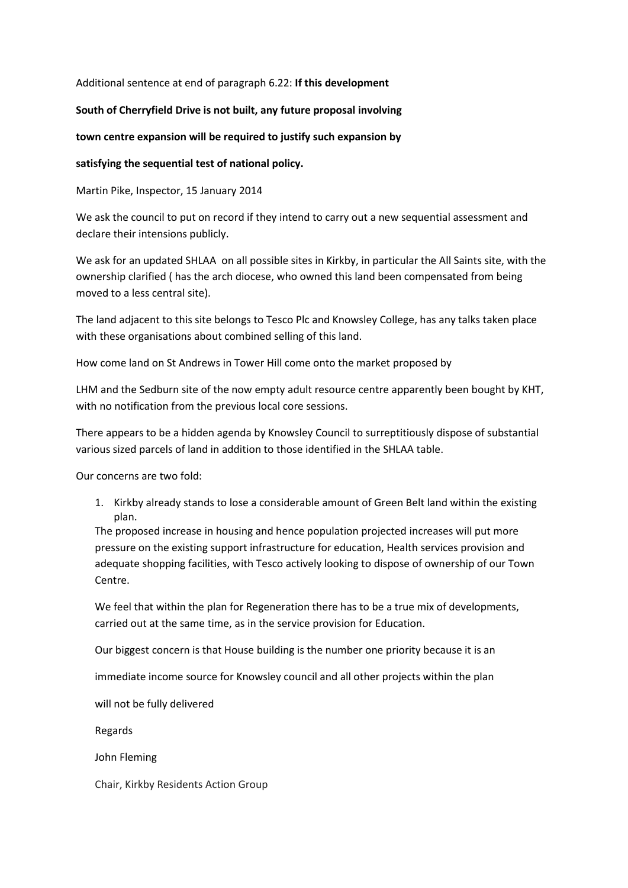Additional sentence at end of paragraph 6.22: **If this development South of Cherryfield Drive is not built, any future proposal involving town centre expansion will be required to justify such expansion by satisfying the sequential test of national policy.**

Martin Pike, Inspector, 15 January 2014

We ask the council to put on record if they intend to carry out a new sequential assessment and declare their intensions publicly.

We ask for an updated SHLAA on all possible sites in Kirkby, in particular the All Saints site, with the ownership clarified ( has the arch diocese, who owned this land been compensated from being moved to a less central site).

The land adjacent to this site belongs to Tesco Plc and Knowsley College, has any talks taken place with these organisations about combined selling of this land.

How come land on St Andrews in Tower Hill come onto the market proposed by

LHM and the Sedburn site of the now empty adult resource centre apparently been bought by KHT, with no notification from the previous local core sessions.

There appears to be a hidden agenda by Knowsley Council to surreptitiously dispose of substantial various sized parcels of land in addition to those identified in the SHLAA table.

Our concerns are two fold:

1. Kirkby already stands to lose a considerable amount of Green Belt land within the existing plan.

   The proposed increase in housing and hence population projected increases will put more pressure on the existing support infrastructure for education, Health services provision and adequate shopping facilities, with Tesco actively looking to dispose of ownership of our Town Centre.

   We feel that within the plan for Regeneration there has to be a true mix of developments, carried out at the same time, as in the service provision for Education.

   Our biggest concern is that House building is the number one priority because it is an immediate income source for Knowsley council and all other projects within the plan will not be fully delivered

   Regards

   John Fleming

   Chair, Kirkby Residents Action Group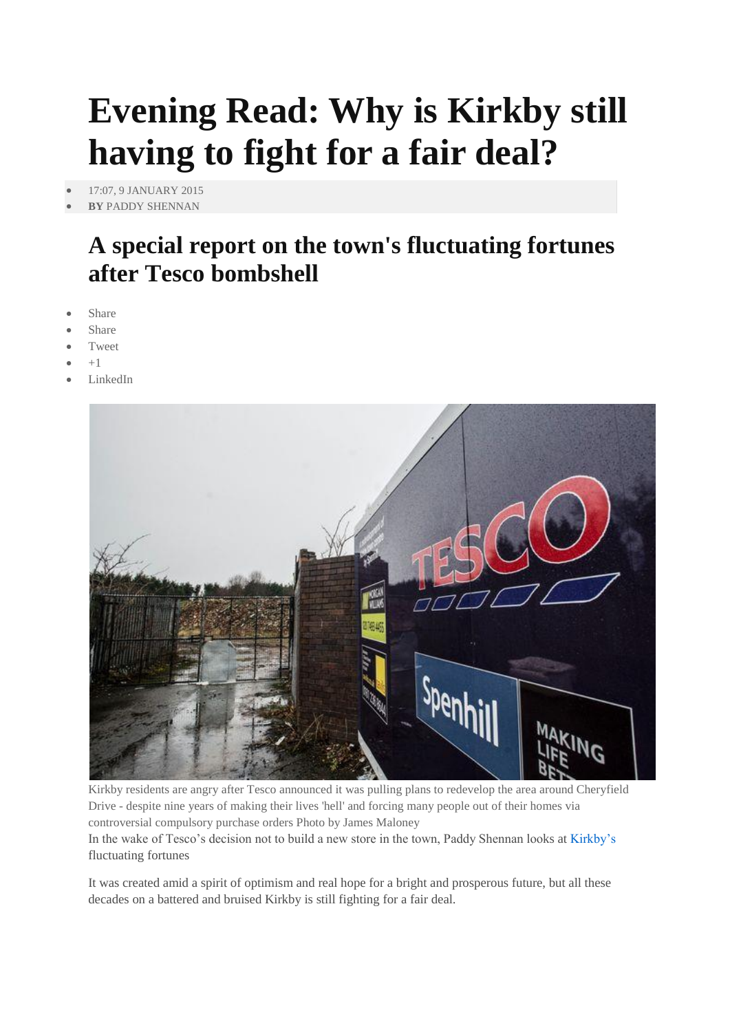# Evening Read: Why is Kirkby still having to fight for a fair deal?

- 17:07, 9 JANUARY 2015
- **BY** PADDY SHENNAN

## A special report on the town's fluctuating fortunes after Tesco bombshell

- Share
- Share
- Tweet
- +1
- LinkedIn

Kirkby residents are angry after Tesco announced it was pulling plans to redevelop the area around Cheryfield Drive - despite nine years of making their lives 'hell' and forcing many people out of their homes via controversial compulsory purchase orders Photo by James Maloney

In the wake of Tesco's decision not to build a new store in the town, Paddy Shennan looks at Kirkby's fluctuating fortunes

It was created amid a spirit of optimism and real hope for a bright and prosperous future, but all these decades on a battered and bruised Kirkby is still fighting for a fair deal.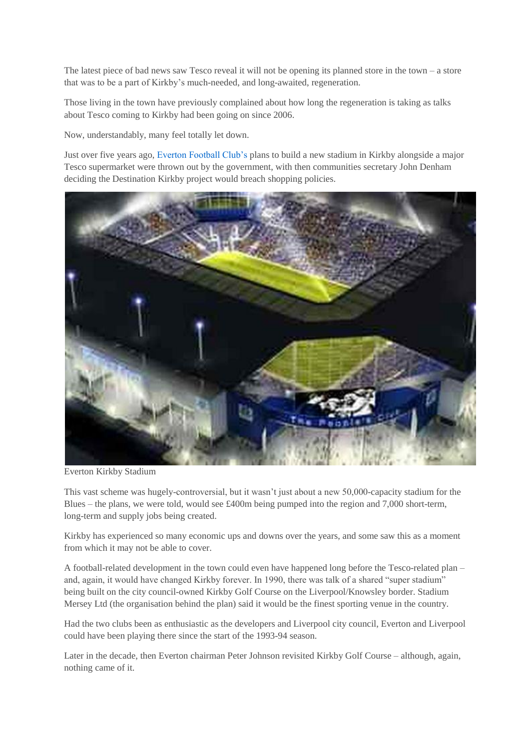The latest piece of bad news saw Tesco reveal it will not be opening its planned store in the town – a store that was to be a part of Kirkby's much-needed, and long-awaited, regeneration.

Those living in the town have previously complained about how long the regeneration is taking as talks about Tesco coming to Kirkby had been going on since 2006.

Now, understandably, many feel totally let down.

Just over five years ago, Everton Football Club's plans to build a new stadium in Kirkby alongside a major Tesco supermarket were thrown out by the government, with then communities secretary John Denham deciding the Destination Kirkby project would breach shopping policies.

Everton Kirkby Stadium

This vast scheme was hugely-controversial, but it wasn't just about a new 50,000-capacity stadium for the Blues – the plans, we were told, would see £400m being pumped into the region and 7,000 short-term, long-term and supply jobs being created.

Kirkby has experienced so many economic ups and downs over the years, and some saw this as a moment from which it may not be able to cover.

A football-related development in the town could even have happened long before the Tesco-related plan – and, again, it would have changed Kirkby forever. In 1990, there was talk of a shared "super stadium" being built on the city council-owned Kirkby Golf Course on the Liverpool/Knowsley border. Stadium Mersey Ltd (the organisation behind the plan) said it would be the finest sporting venue in the country.

Had the two clubs been as enthusiastic as the developers and Liverpool city council, Everton and Liverpool could have been playing there since the start of the 1993-94 season.

Later in the decade, then Everton chairman Peter Johnson revisited Kirkby Golf Course – although, again, nothing came of it.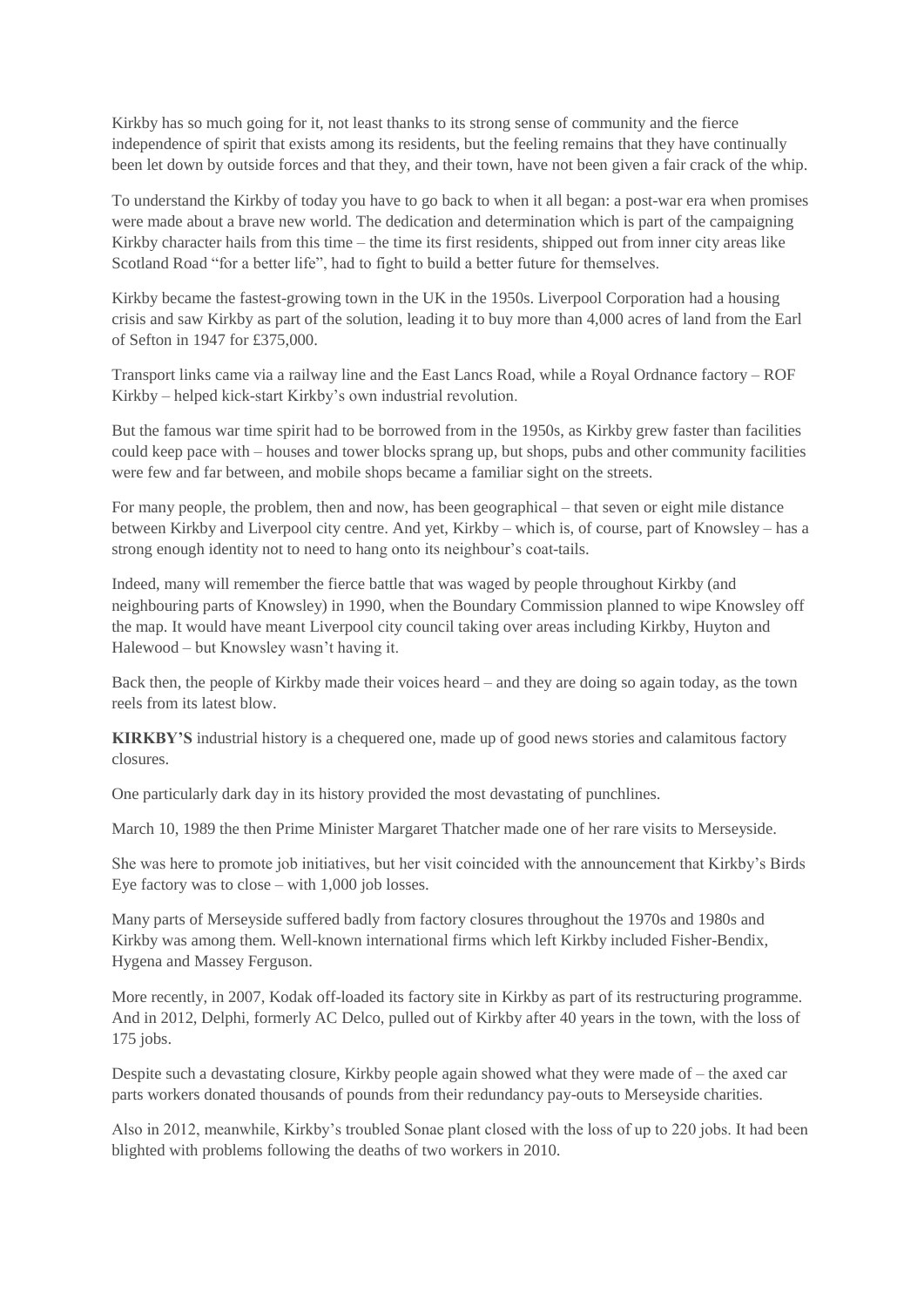Kirkby has so much going for it, not least thanks to its strong sense of community and the fierce independence of spirit that exists among its residents, but the feeling remains that they have continually been let down by outside forces and that they, and their town, have not been given a fair crack of the whip.

To understand the Kirkby of today you have to go back to when it all began: a post-war era when promises were made about a brave new world. The dedication and determination which is part of the campaigning Kirkby character hails from this time – the time its first residents, shipped out from inner city areas like Scotland Road "for a better life", had to fight to build a better future for themselves.

Kirkby became the fastest-growing town in the UK in the 1950s. Liverpool Corporation had a housing crisis and saw Kirkby as part of the solution, leading it to buy more than 4,000 acres of land from the Earl of Sefton in 1947 for £375,000.

Transport links came via a railway line and the East Lancs Road, while a Royal Ordnance factory – ROF Kirkby – helped kick-start Kirkby's own industrial revolution.

But the famous war time spirit had to be borrowed from in the 1950s, as Kirkby grew faster than facilities could keep pace with – houses and tower blocks sprang up, but shops, pubs and other community facilities were few and far between, and mobile shops became a familiar sight on the streets.

For many people, the problem, then and now, has been geographical – that seven or eight mile distance between Kirkby and Liverpool city centre. And yet, Kirkby – which is, of course, part of Knowsley – has a strong enough identity not to need to hang onto its neighbour's coat-tails.

Indeed, many will remember the fierce battle that was waged by people throughout Kirkby (and neighbouring parts of Knowsley) in 1990, when the Boundary Commission planned to wipe Knowsley off the map. It would have meant Liverpool city council taking over areas including Kirkby, Huyton and Halewood – but Knowsley wasn't having it.

Back then, the people of Kirkby made their voices heard – and they are doing so again today, as the town reels from its latest blow.

**KIRKBY'S** industrial history is a chequered one, made up of good news stories and calamitous factory closures.

One particularly dark day in its history provided the most devastating of punchlines.

March 10, 1989 the then Prime Minister Margaret Thatcher made one of her rare visits to Merseyside.

She was here to promote job initiatives, but her visit coincided with the announcement that Kirkby's Birds Eye factory was to close – with 1,000 job losses.

Many parts of Merseyside suffered badly from factory closures throughout the 1970s and 1980s and Kirkby was among them. Well-known international firms which left Kirkby included Fisher-Bendix, Hygena and Massey Ferguson.

More recently, in 2007, Kodak off-loaded its factory site in Kirkby as part of its restructuring programme. And in 2012, Delphi, formerly AC Delco, pulled out of Kirkby after 40 years in the town, with the loss of 175 jobs.

Despite such a devastating closure, Kirkby people again showed what they were made of – the axed car parts workers donated thousands of pounds from their redundancy pay-outs to Merseyside charities.

Also in 2012, meanwhile, Kirkby's troubled Sonae plant closed with the loss of up to 220 jobs. It had been blighted with problems following the deaths of two workers in 2010.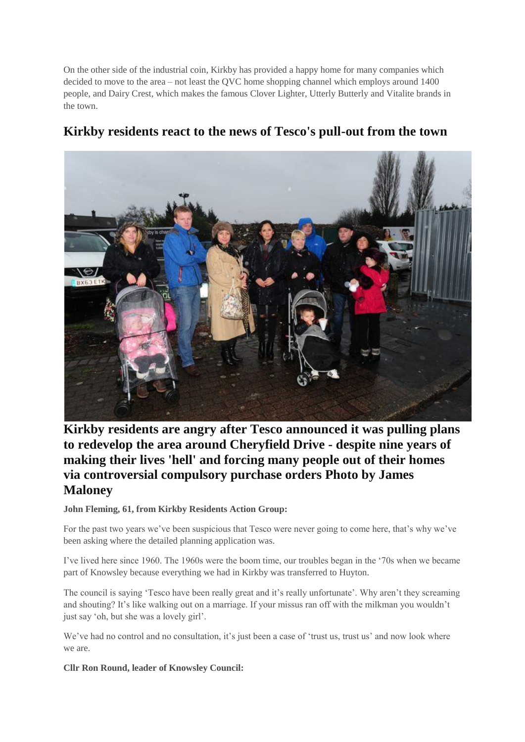On the other side of the industrial coin, Kirkby has provided a happy home for many companies which decided to move to the area – not least the QVC home shopping channel which employs around 1400 people, and Dairy Crest, which makes the famous Clover Lighter, Utterly Butterly and Vitalite brands in the town.

## Kirkby residents react to the news of Tesco's pull-out from the town

**Kirkby residents are angry after Tesco announced it was pulling plans to redevelop the area around Cheryfield Drive - despite nine years of making their lives 'hell' and forcing many people out of their homes via controversial compulsory purchase orders Photo by James Maloney**

**John Fleming, 61, from Kirkby Residents Action Group:**

For the past two years we've been suspicious that Tesco were never going to come here, that's why we've been asking where the detailed planning application was.

I've lived here since 1960. The 1960s were the boom time, our troubles began in the '70s when we became part of Knowsley because everything we had in Kirkby was transferred to Huyton.

The council is saying 'Tesco have been really great and it's really unfortunate'. Why aren't they screaming and shouting? It's like walking out on a marriage. If your missus ran off with the milkman you wouldn't just say 'oh, but she was a lovely girl'.

We've had no control and no consultation, it's just been a case of 'trust us, trust us' and now look where we are.

**Cllr Ron Round, leader of Knowsley Council:**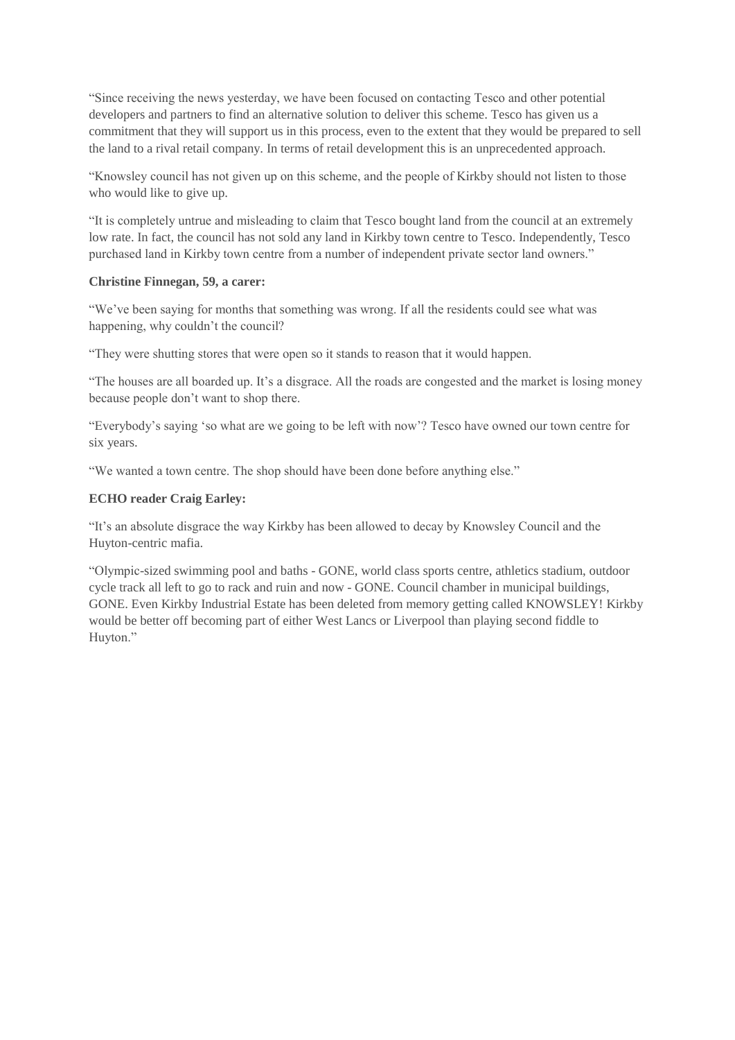"Since receiving the news yesterday, we have been focused on contacting Tesco and other potential developers and partners to find an alternative solution to deliver this scheme. Tesco has given us a commitment that they will support us in this process, even to the extent that they would be prepared to sell the land to a rival retail company. In terms of retail development this is an unprecedented approach.

"Knowsley council has not given up on this scheme, and the people of Kirkby should not listen to those who would like to give up.

"It is completely untrue and misleading to claim that Tesco bought land from the council at an extremely low rate. In fact, the council has not sold any land in Kirkby town centre to Tesco. Independently, Tesco purchased land in Kirkby town centre from a number of independent private sector land owners."

**Christine Finnegan, 59, a carer:**

"We've been saying for months that something was wrong. If all the residents could see what was happening, why couldn't the council?

"They were shutting stores that were open so it stands to reason that it would happen.

"The houses are all boarded up. It's a disgrace. All the roads are congested and the market is losing money because people don't want to shop there.

"Everybody's saying 'so what are we going to be left with now'? Tesco have owned our town centre for six years.

"We wanted a town centre. The shop should have been done before anything else."

**ECHO reader Craig Earley:**

"It's an absolute disgrace the way Kirkby has been allowed to decay by Knowsley Council and the Huyton-centric mafia.

"Olympic-sized swimming pool and baths - GONE, world class sports centre, athletics stadium, outdoor cycle track all left to go to rack and ruin and now - GONE. Council chamber in municipal buildings, GONE. Even Kirkby Industrial Estate has been deleted from memory getting called KNOWSLEY! Kirkby would be better off becoming part of either West Lancs or Liverpool than playing second fiddle to Huyton."